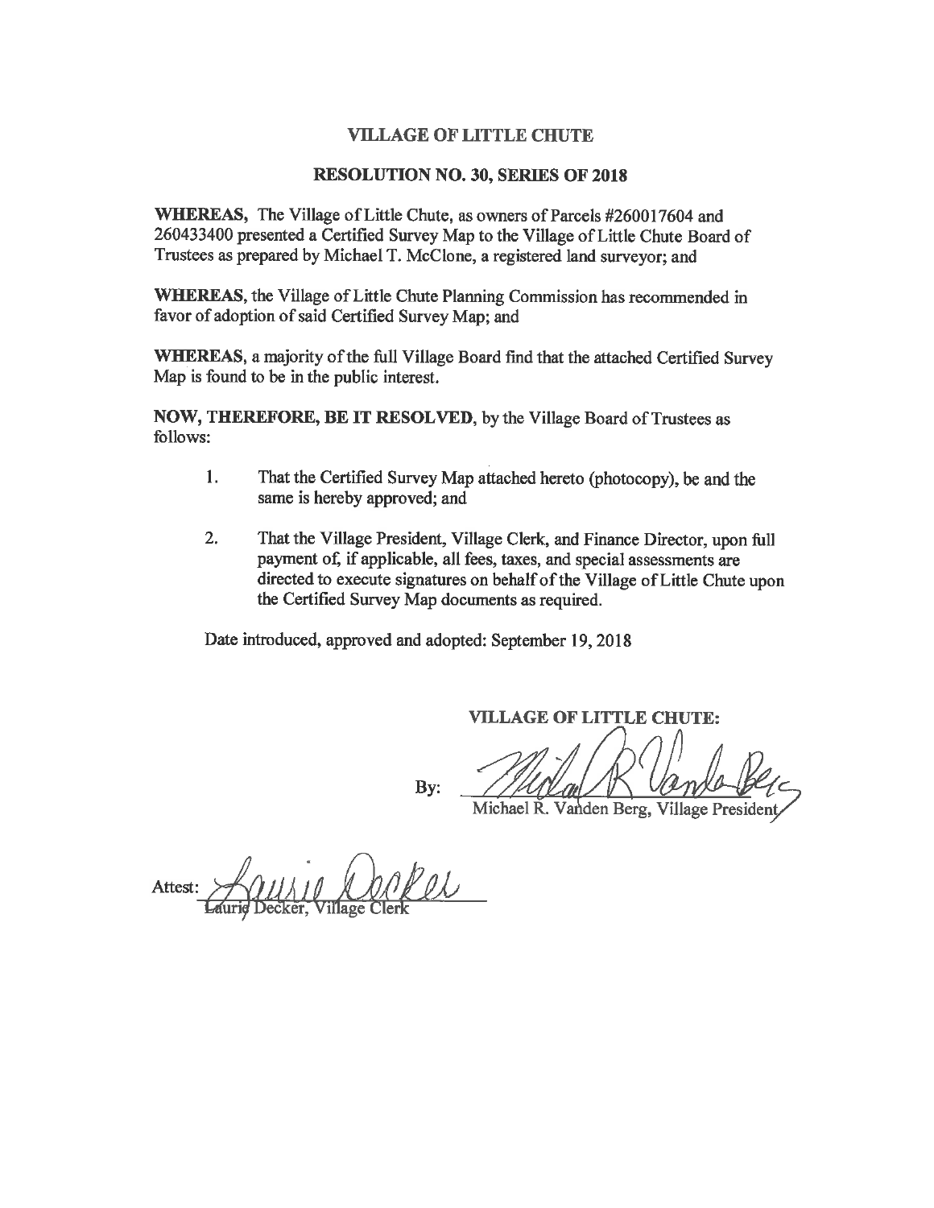# VILLAGE OF LITTLE CHUTE

## RESOLUTION NO. 30, SERIES OF 2018

**WHEREAS,** The Village of Little Chute, as owners of Parcels #260017604 and 260433400 presented a Certified Survey Map to the Village of Little Chute Board of Trustees as prepared by Michael T. McClone, a registered land surveyor; and

**WHEREAS,** the Village of Little Chute Planning Commission has recommended in favor of adoption of said Certified Survey Map; and

**WHEREAS,** a majority of the full Village Board find that the attached Certified Survey Map is found to be in the public interest.

**NOW, THEREFORE, BE IT RESOLVED,** by the Village Board of Trustees as follows:

1. That the Certified Survey Map attached hereto (photocopy), be and the same is hereby approved; and

2. That the Village President, Village Clerk, and Finance Director, upon full payment of, if applicable, all fees, taxes, and special assessments are directed to execute signatures on behalf of the Village of Little Chute upon the Certified Survey Map documents as required.

Date introduced, approved and adopted: September 19, 2018

**VILLAGE OF LITTLE CHUTE:**

By: ______________________________
Michael R. Vanden Berg, Village President

Attest: ______________________________
Laurie Decker, Village Clerk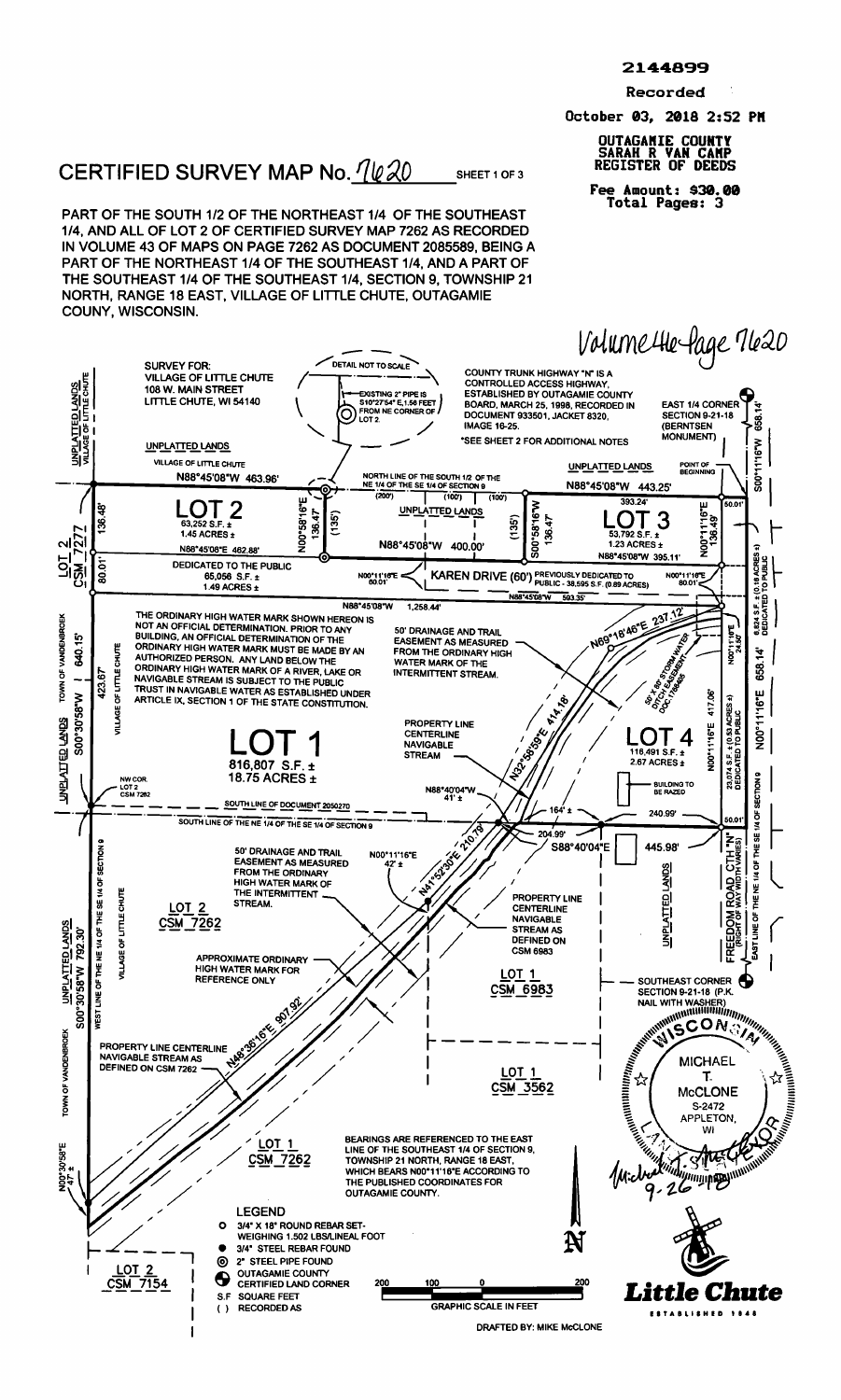2144899

Recorded

October 03, 2018 2:52 PM

OUTAGAMIE COUNTY
SARAH R VAN CAMP
REGISTER OF DEEDS

Fee Amount: $30.00
Total Pages: 3

# CERTIFIED SURVEY MAP No. 7620

SHEET 1 OF 3

PART OF THE SOUTH 1/2 OF THE NORTHEAST 1/4 OF THE SOUTHEAST 1/4, AND ALL OF LOT 2 OF CERTIFIED SURVEY MAP 7262 AS RECORDED IN VOLUME 43 OF MAPS ON PAGE 7262 AS DOCUMENT 2085589, BEING A PART OF THE NORTHEAST 1/4 OF THE SOUTHEAST 1/4, AND A PART OF THE SOUTHEAST 1/4 OF THE SOUTHEAST 1/4, SECTION 9, TOWNSHIP 21 NORTH, RANGE 18 EAST, VILLAGE OF LITTLE CHUTE, OUTAGAMIE COUNTY, WISCONSIN.

Volume 46 Page 7620

SURVEY FOR:
VILLAGE OF LITTLE CHUTE
108 W. MAIN STREET
LITTLE CHUTE, WI 54140

DETAIL NOT TO SCALE
EXISTING 2" PIPE IS S10°27'54" E,1.56 FEET FROM NE CORNER OF LOT 2.

COUNTY TRUNK HIGHWAY "N" IS A CONTROLLED ACCESS HIGHWAY, ESTABLISHED BY OUTAGAMIE COUNTY BOARD, MARCH 25, 1998, RECORDED IN DOCUMENT 933501, JACKET 8320, IMAGE 16-25.

*SEE SHEET 2 FOR ADDITIONAL NOTES

EAST 1/4 CORNER SECTION 9-21-18 (BERNTSEN MONUMENT)

UNPLATTED LANDS
VILLAGE OF LITTLE CHUTE

UNPLATTED LANDS — POINT OF BEGINNING

N88°45'08"W 463.96'

NORTH LINE OF THE SOUTH 1/2 OF THE NE 1/4 OF THE SE 1/4 OF SECTION 9

N88°45'08"W 443.25'

LOT 2 — 63,252 S.F. ± — 1.45 ACRES ±

LOT 3 — 53,792 S.F. ± — 1.23 ACRES ±

UNPLATTED LANDS

N00°58'16"E 136.47' (135')

S00°58'16"W 136.47' (135')

N88°45'08"W 400.00'

(200') (100') (100')

393.24'

N00°11'16"E 136.49'

N88°45'08"E 462.88'

N88°45'08"W 395.11'

DEDICATED TO THE PUBLIC 65,056 S.F. ± 1.49 ACRES ±

KAREN DRIVE (60') PREVIOUSLY DEDICATED TO PUBLIC - 38,595 S.F. (0.89 ACRES)

N00°11'16"E 80.01'

N00°11'16"E 80.01'

N88°45'08"W 593.35'

N88°45'08"W 1,258.44'

6,824 S.F. ± (0.16 ACRES ±) DEDICATED TO PUBLIC

LOT 2 CSM 7277

136.48'

80.01'

THE ORDINARY HIGH WATER MARK SHOWN HEREON IS NOT AN OFFICIAL DETERMINATION. PRIOR TO ANY BUILDING, AN OFFICIAL DETERMINATION OF THE ORDINARY HIGH WATER MARK MUST BE MADE BY AN AUTHORIZED PERSON. ANY LAND BELOW THE ORDINARY HIGH WATER MARK OF A RIVER, LAKE OR NAVIGABLE STREAM IS SUBJECT TO THE PUBLIC TRUST IN NAVIGABLE WATER AS ESTABLISHED UNDER ARTICLE IX, SECTION 1 OF THE STATE CONSTITUTION.

50' DRAINAGE AND TRAIL EASEMENT AS MEASURED FROM THE ORDINARY HIGH WATER MARK OF THE INTERMITTENT STREAM.

N69°18'46"E 237.12'

50' X 80' STORM WATER DITCH EASEMENT DOC. 1769405

N00°11'16"E 24.50'

N00°11'16"E 417.06'

N00°11'16"E 658.14'

S00°11'16"W 658.14'

PROPERTY LINE CENTERLINE NAVIGABLE STREAM

N32°58'59"E 414.18'

LOT 1 — 816,807 S.F. ± — 18.75 ACRES ±

LOT 4 — 116,491 S.F. ± — 2.67 ACRES ±

23,074 S.F. ± (0.53 ACRES ±) DEDICATED TO PUBLIC

BUILDING TO BE RAZED

TOWN OF VANDENBROEK — UNPLATTED LANDS — S00°30'58"W 640.15'

423.67'

VILLAGE OF LITTLE CHUTE

NW COR. LOT 2 CSM 7262

N88°40'04"W 41' ±

SOUTH LINE OF DOCUMENT 2050270

164' ±

240.99'

50.01'

SOUTH LINE OF THE NE 1/4 OF THE SE 1/4 OF SECTION 9

204.99'

S88°40'04"E 445.98'

50' DRAINAGE AND TRAIL EASEMENT AS MEASURED FROM THE ORDINARY HIGH WATER MARK OF THE INTERMITTENT STREAM.

N00°11'16"E 42' ±

N41°52'30"E 210.79'

PROPERTY LINE CENTERLINE NAVIGABLE STREAM AS DEFINED ON CSM 6983

LOT 2 CSM 7262

LOT 1 CSM 6983

UNPLATTED LANDS

FREEDOM ROAD CTH "N" (RIGHT OF WAY WIDTH VARIES)

EAST LINE OF THE NE 1/4 OF THE SE 1/4 OF SECTION 9

WEST LINE OF THE NE 1/4 OF THE SE 1/4 OF SECTION 9

APPROXIMATE ORDINARY HIGH WATER MARK FOR REFERENCE ONLY

SOUTHEAST CORNER SECTION 9-21-18 (P.K. NAIL WITH WASHER)

TOWN OF VANDENBROEK — UNPLATTED LANDS — S00°30'58"W 792.30'

PROPERTY LINE CENTERLINE NAVIGABLE STREAM AS DEFINED ON CSM 7262

N48°36'16"E 907.92'

LOT 1 CSM 3562

N00°30'58"E 47' ±

LOT 1 CSM 7262

BEARINGS ARE REFERENCED TO THE EAST LINE OF THE SOUTHEAST 1/4 OF SECTION 9, TOWNSHIP 21 NORTH, RANGE 18 EAST, WHICH BEARS N00°11'16"E ACCORDING TO THE PUBLISHED COORDINATES FOR OUTAGAMIE COUNTY.

LOT 2 CSM 7154

WISCONSIN — MICHAEL T. McCLONE — S-2472 — APPLETON, WI — LAND SURVEYOR

Michael T. McClone 9-26-18

**LEGEND**

- ○ 3/4" X 18" ROUND REBAR SET- WEIGHING 1.502 LBS/LINEAL FOOT
- ● 3/4" STEEL REBAR FOUND
- ◎ 2" STEEL PIPE FOUND
- OUTAGAMIE COUNTY CERTIFIED LAND CORNER
- S.F SQUARE FEET
- ( ) RECORDED AS

200 100 0 200
GRAPHIC SCALE IN FEET

N

Little Chute — ESTABLISHED 1848

DRAFTED BY: MIKE McCLONE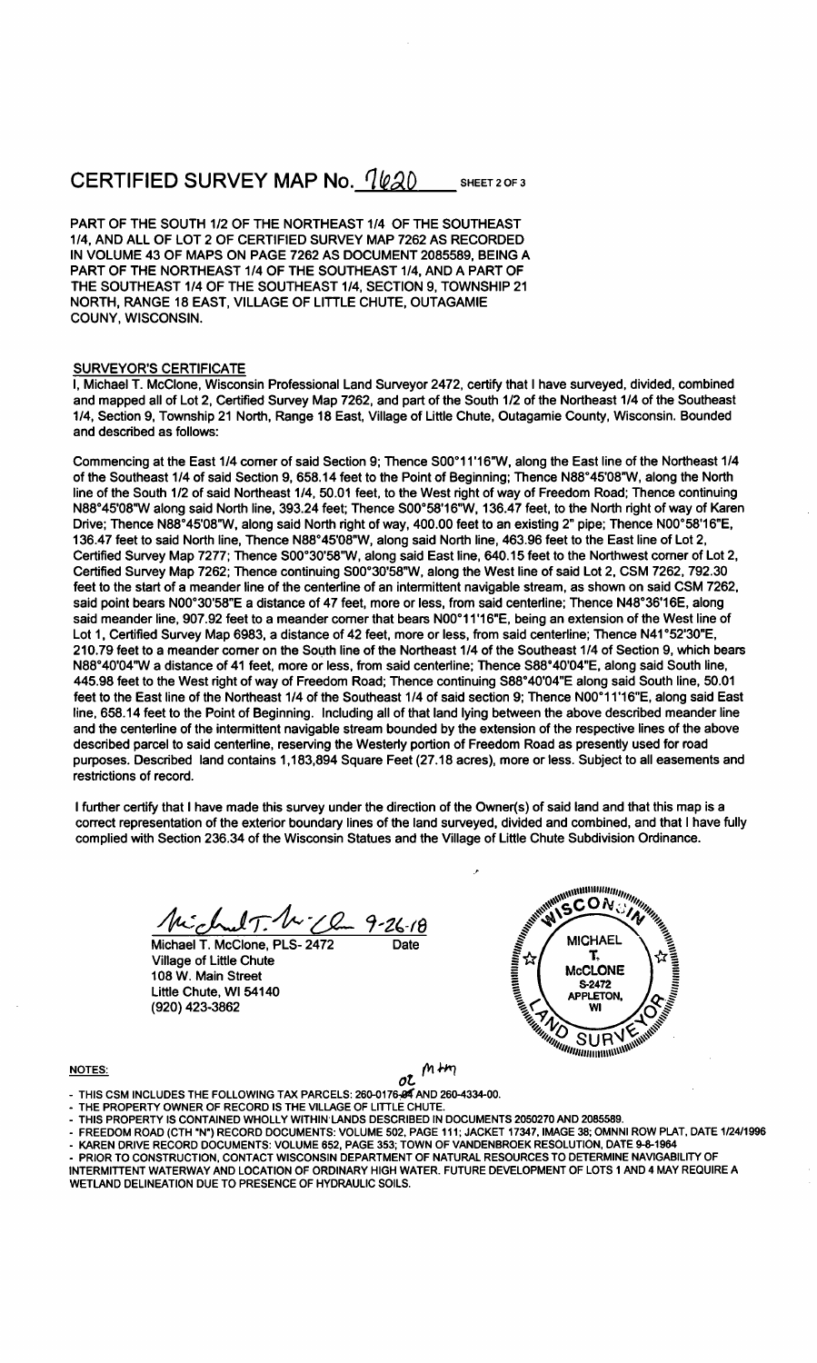# CERTIFIED SURVEY MAP No. 7620 SHEET 2 OF 3

PART OF THE SOUTH 1/2 OF THE NORTHEAST 1/4 OF THE SOUTHEAST 1/4, AND ALL OF LOT 2 OF CERTIFIED SURVEY MAP 7262 AS RECORDED IN VOLUME 43 OF MAPS ON PAGE 7262 AS DOCUMENT 2085589, BEING A PART OF THE NORTHEAST 1/4 OF THE SOUTHEAST 1/4, AND A PART OF THE SOUTHEAST 1/4 OF THE SOUTHEAST 1/4, SECTION 9, TOWNSHIP 21 NORTH, RANGE 18 EAST, VILLAGE OF LITTLE CHUTE, OUTAGAMIE COUNY, WISCONSIN.

## SURVEYOR'S CERTIFICATE

I, Michael T. McClone, Wisconsin Professional Land Surveyor 2472, certify that I have surveyed, divided, combined and mapped all of Lot 2, Certified Survey Map 7262, and part of the South 1/2 of the Northeast 1/4 of the Southeast 1/4, Section 9, Township 21 North, Range 18 East, Village of Little Chute, Outagamie County, Wisconsin. Bounded and described as follows:

Commencing at the East 1/4 corner of said Section 9; Thence S00°11'16"W, along the East line of the Northeast 1/4 of the Southeast 1/4 of said Section 9, 658.14 feet to the Point of Beginning; Thence N88°45'08"W, along the North line of the South 1/2 of said Northeast 1/4, 50.01 feet, to the West right of way of Freedom Road; Thence continuing N88°45'08"W along said North line, 393.24 feet; Thence S00°58'16"W, 136.47 feet, to the North right of way of Karen Drive; Thence N88°45'08"W, along said North right of way, 400.00 feet to an existing 2" pipe; Thence N00°58'16"E, 136.47 feet to said North line, Thence N88°45'08"W, along said North line, 463.96 feet to the East line of Lot 2, Certified Survey Map 7277; Thence S00°30'58"W, along said East line, 640.15 feet to the Northwest corner of Lot 2, Certified Survey Map 7262; Thence continuing S00°30'58"W, along the West line of said Lot 2, CSM 7262, 792.30 feet to the start of a meander line of the centerline of an intermittent navigable stream, as shown on said CSM 7262, said point bears N00°30'58"E a distance of 47 feet, more or less, from said centerline; Thence N48°36'16E, along said meander line, 907.92 feet to a meander corner that bears N00°11'16"E, being an extension of the West line of Lot 1, Certified Survey Map 6983, a distance of 42 feet, more or less, from said centerline; Thence N41°52'30"E, 210.79 feet to a meander corner on the South line of the Northeast 1/4 of the Southeast 1/4 of Section 9, which bears N88°40'04"W a distance of 41 feet, more or less, from said centerline; Thence S88°40'04"E, along said South line, 445.98 feet to the West right of way of Freedom Road; Thence continuing S88°40'04"E along said South line, 50.01 feet to the East line of the Northeast 1/4 of the Southeast 1/4 of said section 9; Thence N00°11'16"E, along said East line, 658.14 feet to the Point of Beginning. Including all of that land lying between the above described meander line and the centerline of the intermittent navigable stream bounded by the extension of the respective lines of the above described parcel to said centerline, reserving the Westerly portion of Freedom Road as presently used for road purposes. Described land contains 1,183,894 Square Feet (27.18 acres), more or less. Subject to all easements and restrictions of record.

I further certify that I have made this survey under the direction of the Owner(s) of said land and that this map is a correct representation of the exterior boundary lines of the land surveyed, divided and combined, and that I have fully complied with Section 236.34 of the Wisconsin Statues and the Village of Little Chute Subdivision Ordinance.

Michael T. McClone 9-26-18

Michael T. McClone, PLS- 2472 Date
Village of Little Chute
108 W. Main Street
Little Chute, WI 54140
(920) 423-3862

WISCONSIN LAND SURVEYOR — MICHAEL T. McCLONE S-2472 APPLETON, WI

## NOTES:

- THIS CSM INCLUDES THE FOLLOWING TAX PARCELS: 260-0176-02 AND 260-4334-00.
- THE PROPERTY OWNER OF RECORD IS THE VILLAGE OF LITTLE CHUTE.
- THIS PROPERTY IS CONTAINED WHOLLY WITHIN LANDS DESCRIBED IN DOCUMENTS 2050270 AND 2085589.
- FREEDOM ROAD (CTH "N") RECORD DOCUMENTS: VOLUME 502, PAGE 111; JACKET 17347, IMAGE 38; OMNNI ROW PLAT, DATE 1/24/1996
- KAREN DRIVE RECORD DOCUMENTS: VOLUME 652, PAGE 353; TOWN OF VANDENBROEK RESOLUTION, DATE 9-8-1964
- PRIOR TO CONSTRUCTION, CONTACT WISCONSIN DEPARTMENT OF NATURAL RESOURCES TO DETERMINE NAVIGABILITY OF INTERMITTENT WATERWAY AND LOCATION OF ORDINARY HIGH WATER. FUTURE DEVELOPMENT OF LOTS 1 AND 4 MAY REQUIRE A WETLAND DELINEATION DUE TO PRESENCE OF HYDRAULIC SOILS.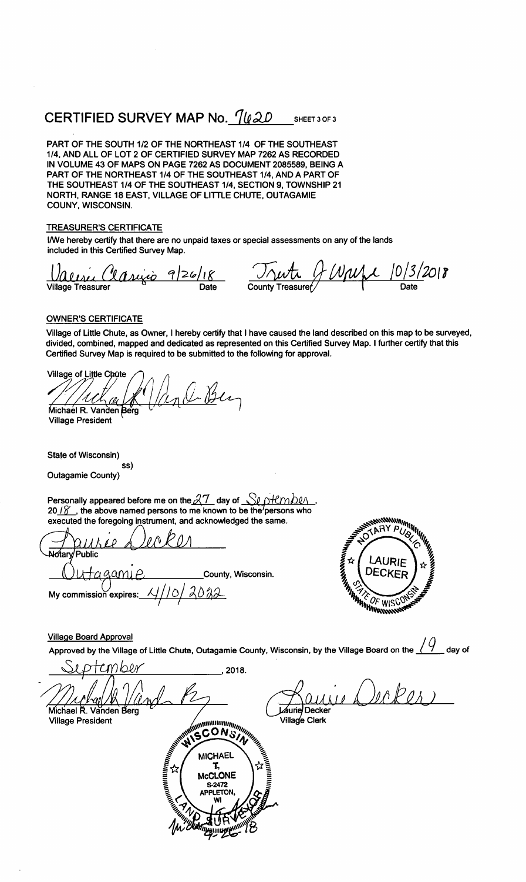# CERTIFIED SURVEY MAP No. 7620 SHEET 3 OF 3

PART OF THE SOUTH 1/2 OF THE NORTHEAST 1/4 OF THE SOUTHEAST 1/4, AND ALL OF LOT 2 OF CERTIFIED SURVEY MAP 7262 AS RECORDED IN VOLUME 43 OF MAPS ON PAGE 7262 AS DOCUMENT 2085589, BEING A PART OF THE NORTHEAST 1/4 OF THE SOUTHEAST 1/4, AND A PART OF THE SOUTHEAST 1/4 OF THE SOUTHEAST 1/4, SECTION 9, TOWNSHIP 21 NORTH, RANGE 18 EAST, VILLAGE OF LITTLE CHUTE, OUTAGAMIE COUNY, WISCONSIN.

## TREASURER'S CERTIFICATE

I/We hereby certify that there are no unpaid taxes or special assessments on any of the lands included in this Certified Survey Map.

Valerie Clarizio 9/26/18 — Village Treasurer, Date

Trenten J Woelfel 10/3/2018 — County Treasurer, Date

## OWNER'S CERTIFICATE

Village of Little Chute, as Owner, I hereby certify that I have caused the land described on this map to be surveyed, divided, combined, mapped and dedicated as represented on this Certified Survey Map. I further certify that this Certified Survey Map is required to be submitted to the following for approval.

Village of Little Chute

Michael R. Vanden Berg
Village President

State of Wisconsin)
ss)
Outagamie County)

Personally appeared before me on the 27 day of September, 2018, the above named persons to me known to be the persons who executed the foregoing instrument, and acknowledged the same.

Laurie Decker
Notary Public

Outagamie County, Wisconsin.

My commission expires: 4/10/2022

NOTARY PUBLIC LAURIE DECKER STATE OF WISCONSIN

## Village Board Approval

Approved by the Village of Little Chute, Outagamie County, Wisconsin, by the Village Board on the 19 day of September, 2018.

Michael R. Vanden Berg
Village President

Laurie Decker
Village Clerk

WISCONSIN MICHAEL T. McCLONE S-2472 APPLETON, WI LAND SURVEYOR 9-26-18